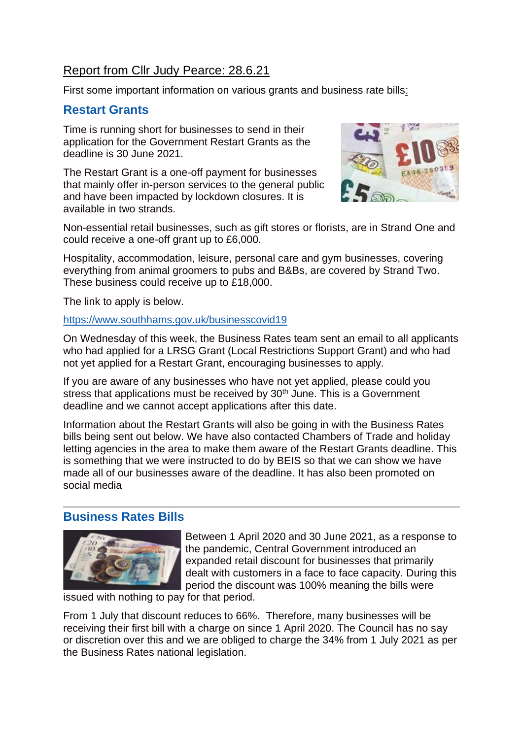Report from Cllr Judy Pearce: 28.6.21

First some important information on various grants and business rate bills:

## Restart Grants

Time is running short for businesses to send in their application for the Government Restart Grants as the deadline is 30 June 2021.

The Restart Grant is a one-off payment for businesses that mainly offer in-person services to the general public and have been impacted by lockdown closures. It is available in two strands.

Non-essential retail businesses, such as gift stores or florists, are in Strand One and could receive a one-off grant up to £6,000.

Hospitality, accommodation, leisure, personal care and gym businesses, covering everything from animal groomers to pubs and B&Bs, are covered by Strand Two. These business could receive up to £18,000.

The link to apply is below.

https://www.southhams.gov.uk/businesscovid19

On Wednesday of this week, the Business Rates team sent an email to all applicants who had applied for a LRSG Grant (Local Restrictions Support Grant) and who had not yet applied for a Restart Grant, encouraging businesses to apply.

If you are aware of any businesses who have not yet applied, please could you stress that applications must be received by 30th June. This is a Government deadline and we cannot accept applications after this date.

Information about the Restart Grants will also be going in with the Business Rates bills being sent out below. We have also contacted Chambers of Trade and holiday letting agencies in the area to make them aware of the Restart Grants deadline. This is something that we were instructed to do by BEIS so that we can show we have made all of our businesses aware of the deadline. It has also been promoted on social media

---

## Business Rates Bills

Between 1 April 2020 and 30 June 2021, as a response to the pandemic, Central Government introduced an expanded retail discount for businesses that primarily dealt with customers in a face to face capacity. During this period the discount was 100% meaning the bills were issued with nothing to pay for that period.

From 1 July that discount reduces to 66%. Therefore, many businesses will be receiving their first bill with a charge on since 1 April 2020. The Council has no say or discretion over this and we are obliged to charge the 34% from 1 July 2021 as per the Business Rates national legislation.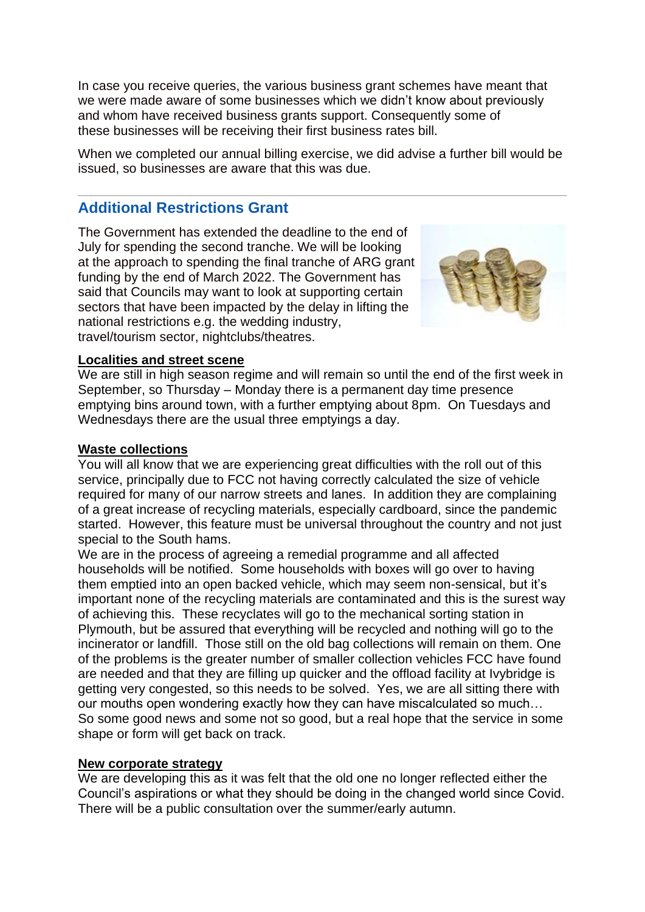In case you receive queries, the various business grant schemes have meant that we were made aware of some businesses which we didn't know about previously and whom have received business grants support. Consequently some of these businesses will be receiving their first business rates bill.

When we completed our annual billing exercise, we did advise a further bill would be issued, so businesses are aware that this was due.

## Additional Restrictions Grant

The Government has extended the deadline to the end of July for spending the second tranche. We will be looking at the approach to spending the final tranche of ARG grant funding by the end of March 2022. The Government has said that Councils may want to look at supporting certain sectors that have been impacted by the delay in lifting the national restrictions e.g. the wedding industry, travel/tourism sector, nightclubs/theatres.

**Localities and street scene**
We are still in high season regime and will remain so until the end of the first week in September, so Thursday – Monday there is a permanent day time presence emptying bins around town, with a further emptying about 8pm. On Tuesdays and Wednesdays there are the usual three emptyings a day.

**Waste collections**
You will all know that we are experiencing great difficulties with the roll out of this service, principally due to FCC not having correctly calculated the size of vehicle required for many of our narrow streets and lanes. In addition they are complaining of a great increase of recycling materials, especially cardboard, since the pandemic started. However, this feature must be universal throughout the country and not just special to the South hams.
We are in the process of agreeing a remedial programme and all affected households will be notified. Some households with boxes will go over to having them emptied into an open backed vehicle, which may seem non-sensical, but it's important none of the recycling materials are contaminated and this is the surest way of achieving this. These recyclates will go to the mechanical sorting station in Plymouth, but be assured that everything will be recycled and nothing will go to the incinerator or landfill. Those still on the old bag collections will remain on them. One of the problems is the greater number of smaller collection vehicles FCC have found are needed and that they are filling up quicker and the offload facility at Ivybridge is getting very congested, so this needs to be solved. Yes, we are all sitting there with our mouths open wondering exactly how they can have miscalculated so much… So some good news and some not so good, but a real hope that the service in some shape or form will get back on track.

**New corporate strategy**
We are developing this as it was felt that the old one no longer reflected either the Council's aspirations or what they should be doing in the changed world since Covid. There will be a public consultation over the summer/early autumn.